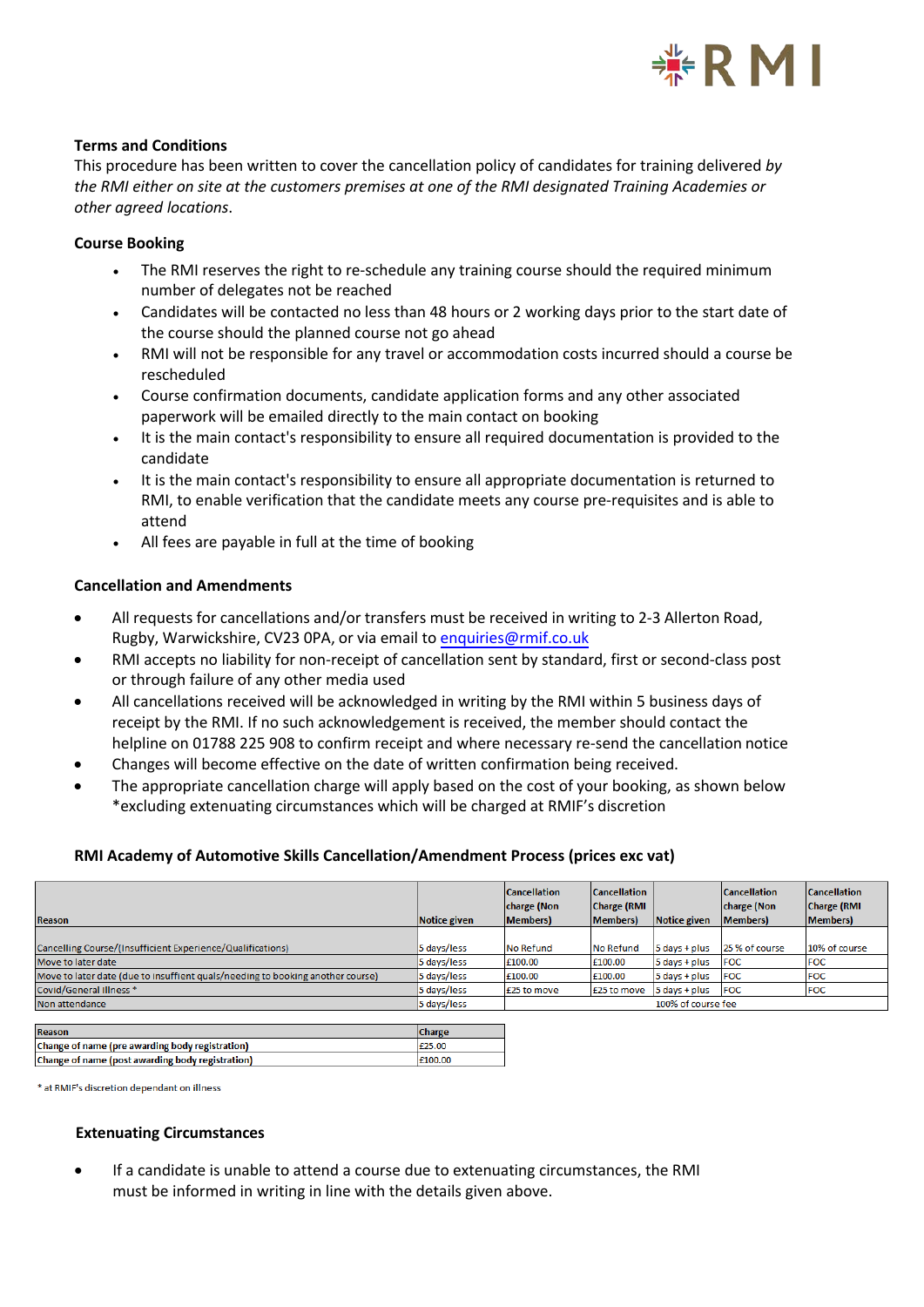## Terms and Conditions

This procedure has been written to cover the cancellation policy of candidates for training delivered *by the RMI either on site at the customers premises at one of the RMI designated Training Academies or other agreed locations*.

### Course Booking

- The RMI reserves the right to re-schedule any training course should the required minimum number of delegates not be reached
- Candidates will be contacted no less than 48 hours or 2 working days prior to the start date of the course should the planned course not go ahead
- RMI will not be responsible for any travel or accommodation costs incurred should a course be rescheduled
- Course confirmation documents, candidate application forms and any other associated paperwork will be emailed directly to the main contact on booking
- It is the main contact's responsibility to ensure all required documentation is provided to the candidate
- It is the main contact's responsibility to ensure all appropriate documentation is returned to RMI, to enable verification that the candidate meets any course pre-requisites and is able to attend
- All fees are payable in full at the time of booking

### Cancellation and Amendments

- All requests for cancellations and/or transfers must be received in writing to 2-3 Allerton Road, Rugby, Warwickshire, CV23 0PA, or via email to enquiries@rmif.co.uk
- RMI accepts no liability for non-receipt of cancellation sent by standard, first or second-class post or through failure of any other media used
- All cancellations received will be acknowledged in writing by the RMI within 5 business days of receipt by the RMI. If no such acknowledgement is received, the member should contact the helpline on 01788 225 908 to confirm receipt and where necessary re-send the cancellation notice
- Changes will become effective on the date of written confirmation being received.
- The appropriate cancellation charge will apply based on the cost of your booking, as shown below *excluding extenuating circumstances which will be charged at RMIF's discretion

### RMI Academy of Automotive Skills Cancellation/Amendment Process (prices exc vat)

| Reason | Notice given | Cancellation charge (Non Members) | Cancellation Charge (RMI Members) | Notice given | Cancellation charge (Non Members) | Cancellation Charge (RMI Members) |
|---|---|---|---|---|---|---|
| Cancelling Course/(Insufficient Experience/Qualifications) | 5 days/less | No Refund | No Refund | 5 days + plus | 25 % of course | 10% of course |
| Move to later date | 5 days/less | £100.00 | £100.00 | 5 days + plus | FOC | FOC |
| Move to later date (due to insuffient quals/needing to booking another course) | 5 days/less | £100.00 | £100.00 | 5 days + plus | FOC | FOC |
| Covid/General Illness * | 5 days/less | £25 to move | £25 to move | 5 days + plus | FOC | FOC |
| Non attendance | 5 days/less | | | 100% of course fee | | |

| Reason | Charge |
|---|---|
| Change of name (pre awarding body registration) | £25.00 |
| Change of name (post awarding body registration) | £100.00 |

\* at RMIF's discretion dependant on illness

### Extenuating Circumstances

- If a candidate is unable to attend a course due to extenuating circumstances, the RMI must be informed in writing in line with the details given above.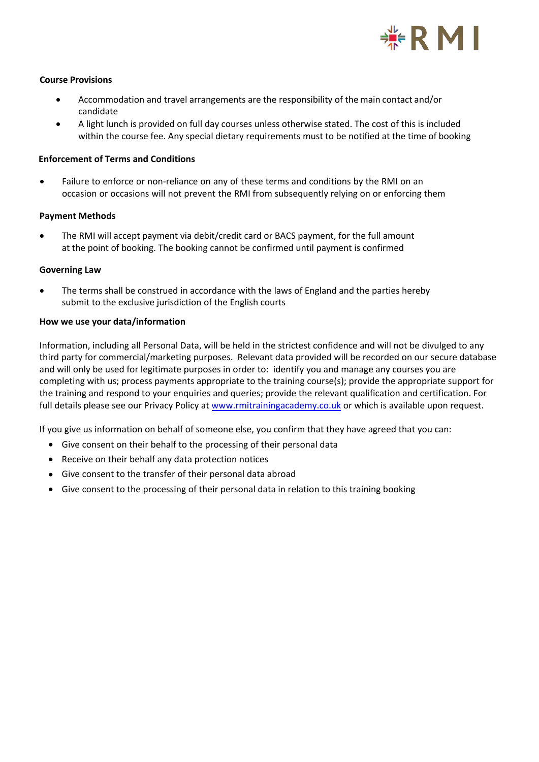**Course Provisions**

- Accommodation and travel arrangements are the responsibility of the main contact and/or candidate
- A light lunch is provided on full day courses unless otherwise stated. The cost of this is included within the course fee. Any special dietary requirements must to be notified at the time of booking

**Enforcement of Terms and Conditions**

- Failure to enforce or non-reliance on any of these terms and conditions by the RMI on an occasion or occasions will not prevent the RMI from subsequently relying on or enforcing them

**Payment Methods**

- The RMI will accept payment via debit/credit card or BACS payment, for the full amount at the point of booking. The booking cannot be confirmed until payment is confirmed

**Governing Law**

- The terms shall be construed in accordance with the laws of England and the parties hereby submit to the exclusive jurisdiction of the English courts

**How we use your data/information**

Information, including all Personal Data, will be held in the strictest confidence and will not be divulged to any third party for commercial/marketing purposes. Relevant data provided will be recorded on our secure database and will only be used for legitimate purposes in order to: identify you and manage any courses you are completing with us; process payments appropriate to the training course(s); provide the appropriate support for the training and respond to your enquiries and queries; provide the relevant qualification and certification. For full details please see our Privacy Policy at [www.rmitrainingacademy.co.uk](http://www.rmitrainingacademy.co.uk) or which is available upon request.

If you give us information on behalf of someone else, you confirm that they have agreed that you can:

- Give consent on their behalf to the processing of their personal data
- Receive on their behalf any data protection notices
- Give consent to the transfer of their personal data abroad
- Give consent to the processing of their personal data in relation to this training booking